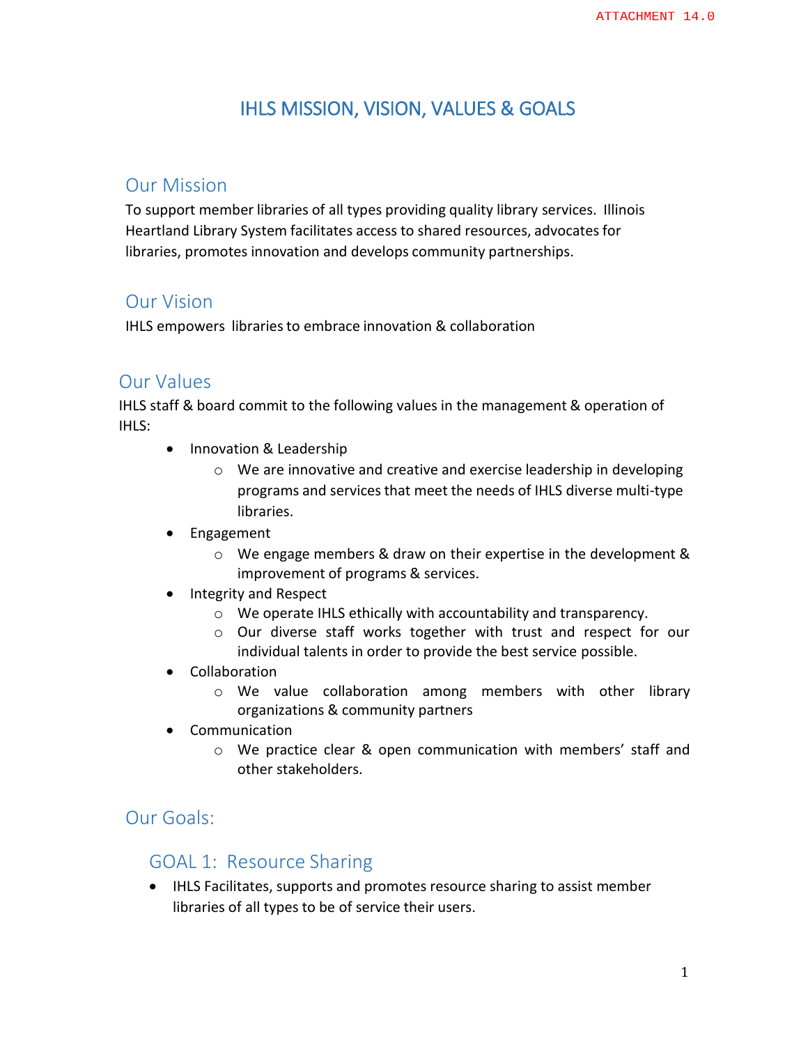ATTACHMENT 14.0

# IHLS MISSION, VISION, VALUES & GOALS

## Our Mission

To support member libraries of all types providing quality library services. Illinois Heartland Library System facilitates access to shared resources, advocates for libraries, promotes innovation and develops community partnerships.

## Our Vision

IHLS empowers libraries to embrace innovation & collaboration

## Our Values

IHLS staff & board commit to the following values in the management & operation of IHLS:

- Innovation & Leadership
  - We are innovative and creative and exercise leadership in developing programs and services that meet the needs of IHLS diverse multi-type libraries.
- Engagement
  - We engage members & draw on their expertise in the development & improvement of programs & services.
- Integrity and Respect
  - We operate IHLS ethically with accountability and transparency.
  - Our diverse staff works together with trust and respect for our individual talents in order to provide the best service possible.
- Collaboration
  - We value collaboration among members with other library organizations & community partners
- Communication
  - We practice clear & open communication with members' staff and other stakeholders.

## Our Goals:

### GOAL 1: Resource Sharing

- IHLS Facilitates, supports and promotes resource sharing to assist member libraries of all types to be of service their users.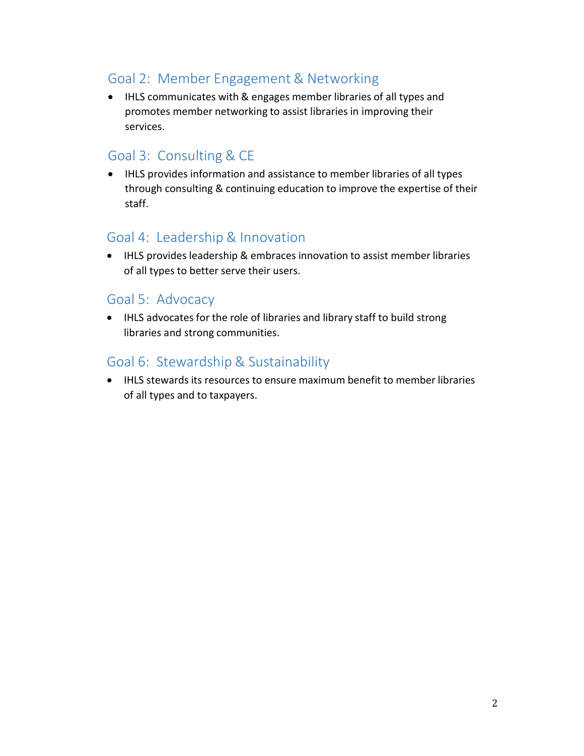## Goal 2: Member Engagement & Networking

- IHLS communicates with & engages member libraries of all types and promotes member networking to assist libraries in improving their services.

## Goal 3: Consulting & CE

- IHLS provides information and assistance to member libraries of all types through consulting & continuing education to improve the expertise of their staff.

## Goal 4: Leadership & Innovation

- IHLS provides leadership & embraces innovation to assist member libraries of all types to better serve their users.

## Goal 5: Advocacy

- IHLS advocates for the role of libraries and library staff to build strong libraries and strong communities.

## Goal 6: Stewardship & Sustainability

- IHLS stewards its resources to ensure maximum benefit to member libraries of all types and to taxpayers.